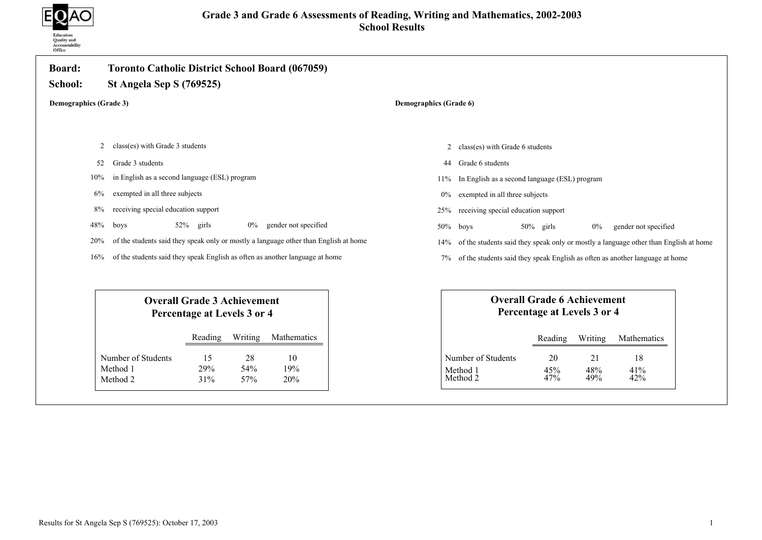# Grade 3 and Grade 6 Assessments of Reading, Writing and Mathematics, 2002-2003
## School Results

**Board:** Toronto Catholic District School Board (067059)

**School:** St Angela Sep S (769525)

**Demographics (Grade 3)**

- 2 class(es) with Grade 3 students
- 52 Grade 3 students
- 10% in English as a second language (ESL) program
- 6% exempted in all three subjects
- 8% receiving special education support
- 48% boys 52% girls 0% gender not specified
- 20% of the students said they speak only or mostly a language other than English at home
- 16% of the students said they speak English as often as another language at home

**Overall Grade 3 Achievement**
**Percentage at Levels 3 or 4**

| | Reading | Writing | Mathematics |
|---|---|---|---|
| Number of Students | 15 | 28 | 10 |
| Method 1 | 29% | 54% | 19% |
| Method 2 | 31% | 57% | 20% |

**Demographics (Grade 6)**

- 2 class(es) with Grade 6 students
- 44 Grade 6 students
- 11% In English as a second language (ESL) program
- 0% exempted in all three subjects
- 25% receiving special education support
- 50% boys 50% girls 0% gender not specified
- 14% of the students said they speak only or mostly a language other than English at home
- 7% of the students said they speak English as often as another language at home

**Overall Grade 6 Achievement**
**Percentage at Levels 3 or 4**

| | Reading | Writing | Mathematics |
|---|---|---|---|
| Number of Students | 20 | 21 | 18 |
| Method 1 | 45% | 48% | 41% |
| Method 2 | 47% | 49% | 42% |

Results for St Angela Sep S (769525): October 17, 2003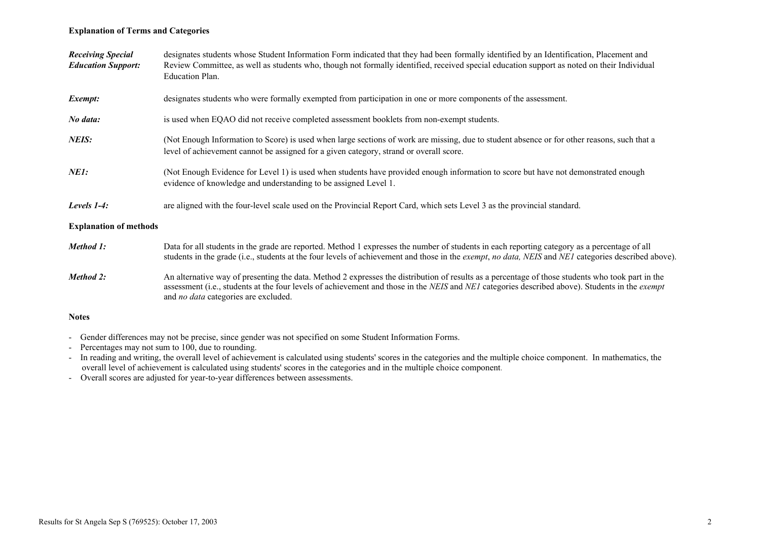**Explanation of Terms and Categories**

***Receiving Special Education Support:*** designates students whose Student Information Form indicated that they had been formally identified by an Identification, Placement and Review Committee, as well as students who, though not formally identified, received special education support as noted on their Individual Education Plan.

***Exempt:*** designates students who were formally exempted from participation in one or more components of the assessment.

***No data:*** is used when EQAO did not receive completed assessment booklets from non-exempt students.

***NEIS:*** (Not Enough Information to Score) is used when large sections of work are missing, due to student absence or for other reasons, such that a level of achievement cannot be assigned for a given category, strand or overall score.

***NE1:*** (Not Enough Evidence for Level 1) is used when students have provided enough information to score but have not demonstrated enough evidence of knowledge and understanding to be assigned Level 1.

***Levels 1-4:*** are aligned with the four-level scale used on the Provincial Report Card, which sets Level 3 as the provincial standard.

**Explanation of methods**

***Method 1:*** Data for all students in the grade are reported. Method 1 expresses the number of students in each reporting category as a percentage of all students in the grade (i.e., students at the four levels of achievement and those in the *exempt*, *no data, NEIS* and *NE1* categories described above).

***Method 2:*** An alternative way of presenting the data. Method 2 expresses the distribution of results as a percentage of those students who took part in the assessment (i.e., students at the four levels of achievement and those in the *NEIS* and *NE1* categories described above). Students in the *exempt* and *no data* categories are excluded.

**Notes**

- Gender differences may not be precise, since gender was not specified on some Student Information Forms.
- Percentages may not sum to 100, due to rounding.
- In reading and writing, the overall level of achievement is calculated using students' scores in the categories and the multiple choice component. In mathematics, the overall level of achievement is calculated using students' scores in the categories and in the multiple choice component.
- Overall scores are adjusted for year-to-year differences between assessments.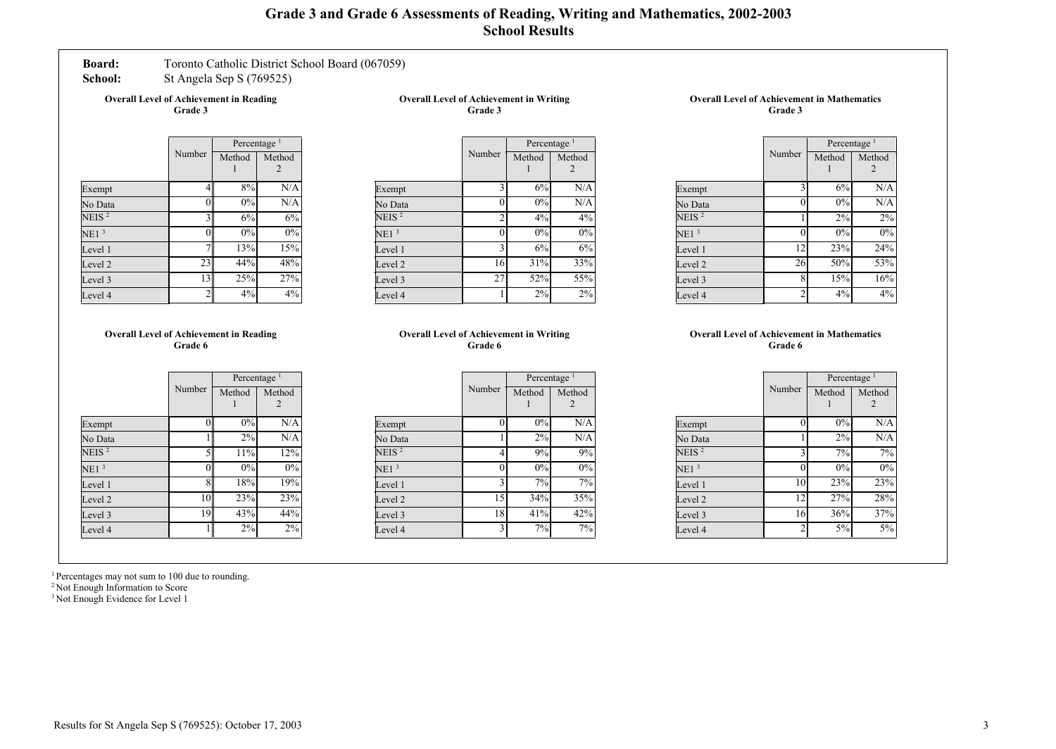# Grade 3 and Grade 6 Assessments of Reading, Writing and Mathematics, 2002-2003
## School Results

**Board:** Toronto Catholic District School Board (067059)
**School:** St Angela Sep S (769525)

### Overall Level of Achievement in Reading Grade 3

| | Number | Percentage [1] | |
|---|---|---|---|
| | | Method 1 | Method 2 |
| Exempt | 4 | 8% | N/A |
| No Data | 0 | 0% | N/A |
| NEIS [2] | 3 | 6% | 6% |
| NE1 [3] | 0 | 0% | 0% |
| Level 1 | 7 | 13% | 15% |
| Level 2 | 23 | 44% | 48% |
| Level 3 | 13 | 25% | 27% |
| Level 4 | 2 | 4% | 4% |

### Overall Level of Achievement in Writing Grade 3

| | Number | Percentage [1] | |
|---|---|---|---|
| | | Method 1 | Method 2 |
| Exempt | 3 | 6% | N/A |
| No Data | 0 | 0% | N/A |
| NEIS [2] | 2 | 4% | 4% |
| NE1 [3] | 0 | 0% | 0% |
| Level 1 | 3 | 6% | 6% |
| Level 2 | 16 | 31% | 33% |
| Level 3 | 27 | 52% | 55% |
| Level 4 | 1 | 2% | 2% |

### Overall Level of Achievement in Mathematics Grade 3

| | Number | Percentage [1] | |
|---|---|---|---|
| | | Method 1 | Method 2 |
| Exempt | 3 | 6% | N/A |
| No Data | 0 | 0% | N/A |
| NEIS [2] | 1 | 2% | 2% |
| NE1 [3] | 0 | 0% | 0% |
| Level 1 | 12 | 23% | 24% |
| Level 2 | 26 | 50% | 53% |
| Level 3 | 8 | 15% | 16% |
| Level 4 | 2 | 4% | 4% |

### Overall Level of Achievement in Reading Grade 6

| | Number | Percentage [1] | |
|---|---|---|---|
| | | Method 1 | Method 2 |
| Exempt | 0 | 0% | N/A |
| No Data | 1 | 2% | N/A |
| NEIS [2] | 5 | 11% | 12% |
| NE1 [3] | 0 | 0% | 0% |
| Level 1 | 8 | 18% | 19% |
| Level 2 | 10 | 23% | 23% |
| Level 3 | 19 | 43% | 44% |
| Level 4 | 1 | 2% | 2% |

### Overall Level of Achievement in Writing Grade 6

| | Number | Percentage [1] | |
|---|---|---|---|
| | | Method 1 | Method 2 |
| Exempt | 0 | 0% | N/A |
| No Data | 1 | 2% | N/A |
| NEIS [2] | 4 | 9% | 9% |
| NE1 [3] | 0 | 0% | 0% |
| Level 1 | 3 | 7% | 7% |
| Level 2 | 15 | 34% | 35% |
| Level 3 | 18 | 41% | 42% |
| Level 4 | 3 | 7% | 7% |

### Overall Level of Achievement in Mathematics Grade 6

| | Number | Percentage [1] | |
|---|---|---|---|
| | | Method 1 | Method 2 |
| Exempt | 0 | 0% | N/A |
| No Data | 1 | 2% | N/A |
| NEIS [2] | 3 | 7% | 7% |
| NE1 [3] | 0 | 0% | 0% |
| Level 1 | 10 | 23% | 23% |
| Level 2 | 12 | 27% | 28% |
| Level 3 | 16 | 36% | 37% |
| Level 4 | 2 | 5% | 5% |

[1] Percentages may not sum to 100 due to rounding.
[2] Not Enough Information to Score
[3] Not Enough Evidence for Level 1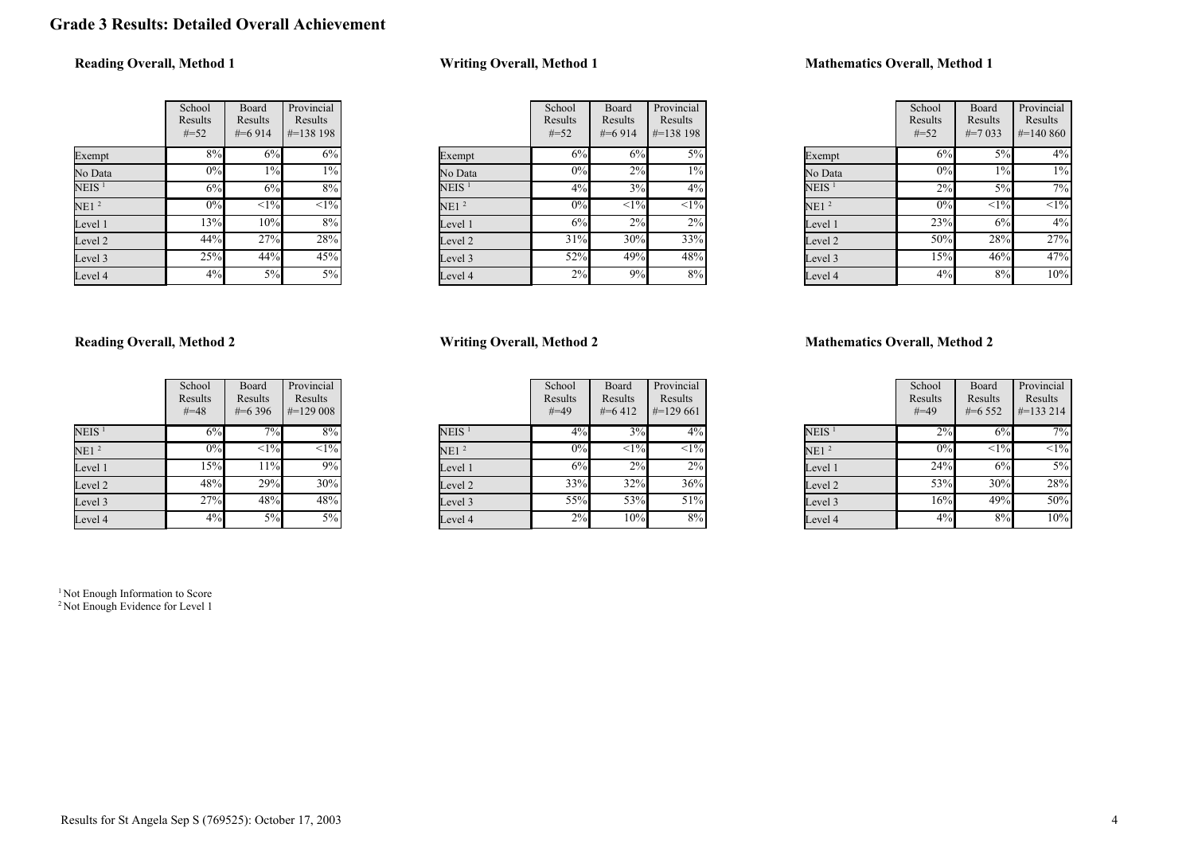# Grade 3 Results: Detailed Overall Achievement

### Reading Overall, Method 1

| | School Results #=52 | Board Results #=6 914 | Provincial Results #=138 198 |
|---|---|---|---|
| Exempt | 8% | 6% | 6% |
| No Data | 0% | 1% | 1% |
| NEIS [1] | 6% | 6% | 8% |
| NE1 [2] | 0% | <1% | <1% |
| Level 1 | 13% | 10% | 8% |
| Level 2 | 44% | 27% | 28% |
| Level 3 | 25% | 44% | 45% |
| Level 4 | 4% | 5% | 5% |

### Writing Overall, Method 1

| | School Results #=52 | Board Results #=6 914 | Provincial Results #=138 198 |
|---|---|---|---|
| Exempt | 6% | 6% | 5% |
| No Data | 0% | 2% | 1% |
| NEIS [1] | 4% | 3% | 4% |
| NE1 [2] | 0% | <1% | <1% |
| Level 1 | 6% | 2% | 2% |
| Level 2 | 31% | 30% | 33% |
| Level 3 | 52% | 49% | 48% |
| Level 4 | 2% | 9% | 8% |

### Mathematics Overall, Method 1

| | School Results #=52 | Board Results #=7 033 | Provincial Results #=140 860 |
|---|---|---|---|
| Exempt | 6% | 5% | 4% |
| No Data | 0% | 1% | 1% |
| NEIS [1] | 2% | 5% | 7% |
| NE1 [2] | 0% | <1% | <1% |
| Level 1 | 23% | 6% | 4% |
| Level 2 | 50% | 28% | 27% |
| Level 3 | 15% | 46% | 47% |
| Level 4 | 4% | 8% | 10% |

### Reading Overall, Method 2

| | School Results #=48 | Board Results #=6 396 | Provincial Results #=129 008 |
|---|---|---|---|
| NEIS [1] | 6% | 7% | 8% |
| NE1 [2] | 0% | <1% | <1% |
| Level 1 | 15% | 11% | 9% |
| Level 2 | 48% | 29% | 30% |
| Level 3 | 27% | 48% | 48% |
| Level 4 | 4% | 5% | 5% |

### Writing Overall, Method 2

| | School Results #=49 | Board Results #=6 412 | Provincial Results #=129 661 |
|---|---|---|---|
| NEIS [1] | 4% | 3% | 4% |
| NE1 [2] | 0% | <1% | <1% |
| Level 1 | 6% | 2% | 2% |
| Level 2 | 33% | 32% | 36% |
| Level 3 | 55% | 53% | 51% |
| Level 4 | 2% | 10% | 8% |

### Mathematics Overall, Method 2

| | School Results #=49 | Board Results #=6 552 | Provincial Results #=133 214 |
|---|---|---|---|
| NEIS [1] | 2% | 6% | 7% |
| NE1 [2] | 0% | <1% | <1% |
| Level 1 | 24% | 6% | 5% |
| Level 2 | 53% | 30% | 28% |
| Level 3 | 16% | 49% | 50% |
| Level 4 | 4% | 8% | 10% |

[1] Not Enough Information to Score
[2] Not Enough Evidence for Level 1

Results for St Angela Sep S (769525): October 17, 2003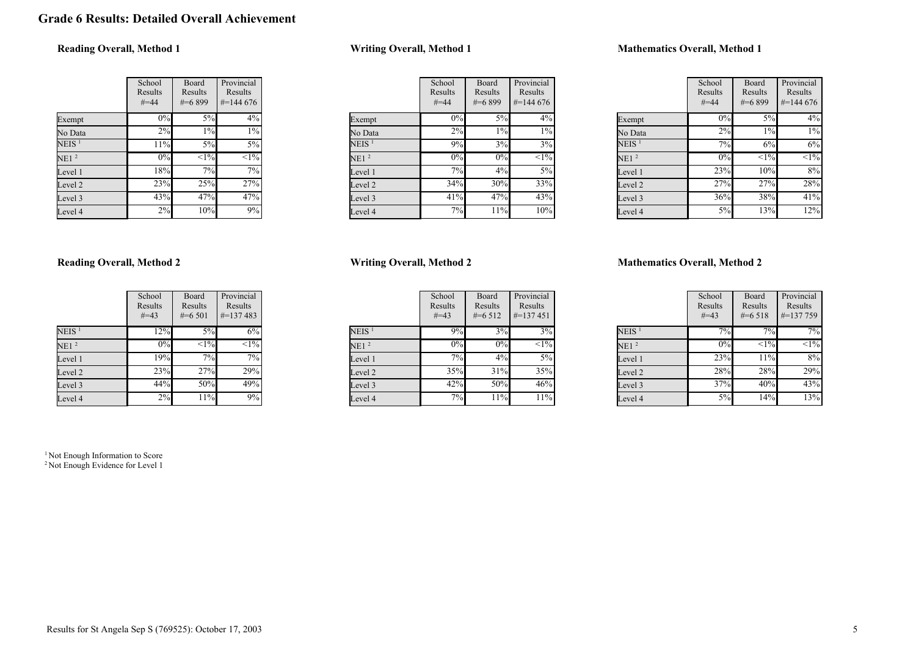# Grade 6 Results: Detailed Overall Achievement

### Reading Overall, Method 1

| | School Results #=44 | Board Results #=6 899 | Provincial Results #=144 676 |
|---|---|---|---|
| Exempt | 0% | 5% | 4% |
| No Data | 2% | 1% | 1% |
| NEIS [1] | 11% | 5% | 5% |
| NE1 [2] | 0% | <1% | <1% |
| Level 1 | 18% | 7% | 7% |
| Level 2 | 23% | 25% | 27% |
| Level 3 | 43% | 47% | 47% |
| Level 4 | 2% | 10% | 9% |

### Writing Overall, Method 1

| | School Results #=44 | Board Results #=6 899 | Provincial Results #=144 676 |
|---|---|---|---|
| Exempt | 0% | 5% | 4% |
| No Data | 2% | 1% | 1% |
| NEIS [1] | 9% | 3% | 3% |
| NE1 [2] | 0% | 0% | <1% |
| Level 1 | 7% | 4% | 5% |
| Level 2 | 34% | 30% | 33% |
| Level 3 | 41% | 47% | 43% |
| Level 4 | 7% | 11% | 10% |

### Mathematics Overall, Method 1

| | School Results #=44 | Board Results #=6 899 | Provincial Results #=144 676 |
|---|---|---|---|
| Exempt | 0% | 5% | 4% |
| No Data | 2% | 1% | 1% |
| NEIS [1] | 7% | 6% | 6% |
| NE1 [2] | 0% | <1% | <1% |
| Level 1 | 23% | 10% | 8% |
| Level 2 | 27% | 27% | 28% |
| Level 3 | 36% | 38% | 41% |
| Level 4 | 5% | 13% | 12% |

### Reading Overall, Method 2

| | School Results #=43 | Board Results #=6 501 | Provincial Results #=137 483 |
|---|---|---|---|
| NEIS [1] | 12% | 5% | 6% |
| NE1 [2] | 0% | <1% | <1% |
| Level 1 | 19% | 7% | 7% |
| Level 2 | 23% | 27% | 29% |
| Level 3 | 44% | 50% | 49% |
| Level 4 | 2% | 11% | 9% |

### Writing Overall, Method 2

| | School Results #=43 | Board Results #=6 512 | Provincial Results #=137 451 |
|---|---|---|---|
| NEIS [1] | 9% | 3% | 3% |
| NE1 [2] | 0% | 0% | <1% |
| Level 1 | 7% | 4% | 5% |
| Level 2 | 35% | 31% | 35% |
| Level 3 | 42% | 50% | 46% |
| Level 4 | 7% | 11% | 11% |

### Mathematics Overall, Method 2

| | School Results #=43 | Board Results #=6 518 | Provincial Results #=137 759 |
|---|---|---|---|
| NEIS [1] | 7% | 7% | 7% |
| NE1 [2] | 0% | <1% | <1% |
| Level 1 | 23% | 11% | 8% |
| Level 2 | 28% | 28% | 29% |
| Level 3 | 37% | 40% | 43% |
| Level 4 | 5% | 14% | 13% |

[1] Not Enough Information to Score
[2] Not Enough Evidence for Level 1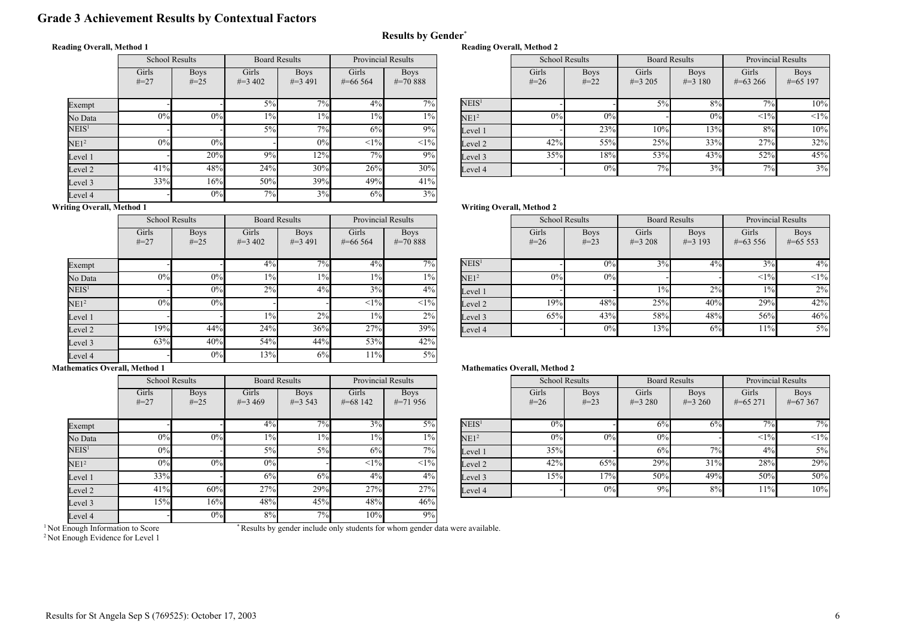# Grade 3 Achievement Results by Contextual Factors

## Results by Gender*

**Reading Overall, Method 1**

| | School Results | | Board Results | | Provincial Results | |
|---|---|---|---|---|---|---|
| | Girls #=27 | Boys #=25 | Girls #=3 402 | Boys #=3 491 | Girls #=66 564 | Boys #=70 888 |
| Exempt | - | - | 5% | 7% | 4% | 7% |
| No Data | 0% | 0% | 1% | 1% | 1% | 1% |
| NEIS[1] | - | - | 5% | 7% | 6% | 9% |
| NE1[2] | 0% | 0% | - | 0% | <1% | <1% |
| Level 1 | - | 20% | 9% | 12% | 7% | 9% |
| Level 2 | 41% | 48% | 24% | 30% | 26% | 30% |
| Level 3 | 33% | 16% | 50% | 39% | 49% | 41% |
| Level 4 | - | 0% | 7% | 3% | 6% | 3% |

**Reading Overall, Method 2**

| | School Results | | Board Results | | Provincial Results | |
|---|---|---|---|---|---|---|
| | Girls #=26 | Boys #=22 | Girls #=3 205 | Boys #=3 180 | Girls #=63 266 | Boys #=65 197 |
| NEIS[1] | - | - | 5% | 8% | 7% | 10% |
| NE1[2] | 0% | 0% | - | 0% | <1% | <1% |
| Level 1 | - | 23% | 10% | 13% | 8% | 10% |
| Level 2 | 42% | 55% | 25% | 33% | 27% | 32% |
| Level 3 | 35% | 18% | 53% | 43% | 52% | 45% |
| Level 4 | - | 0% | 7% | 3% | 7% | 3% |

**Writing Overall, Method 1**

| | School Results | | Board Results | | Provincial Results | |
|---|---|---|---|---|---|---|
| | Girls #=27 | Boys #=25 | Girls #=3 402 | Boys #=3 491 | Girls #=66 564 | Boys #=70 888 |
| Exempt | - | - | 4% | 7% | 4% | 7% |
| No Data | 0% | 0% | 1% | 1% | 1% | 1% |
| NEIS[1] | - | 0% | 2% | 4% | 3% | 4% |
| NE1[2] | 0% | 0% | - | - | <1% | <1% |
| Level 1 | - | - | 1% | 2% | 1% | 2% |
| Level 2 | 19% | 44% | 24% | 36% | 27% | 39% |
| Level 3 | 63% | 40% | 54% | 44% | 53% | 42% |
| Level 4 | - | 0% | 13% | 6% | 11% | 5% |

**Writing Overall, Method 2**

| | School Results | | Board Results | | Provincial Results | |
|---|---|---|---|---|---|---|
| | Girls #=26 | Boys #=23 | Girls #=3 208 | Boys #=3 193 | Girls #=63 556 | Boys #=65 553 |
| NEIS[1] | - | 0% | 3% | 4% | 3% | 4% |
| NE1[2] | 0% | 0% | - | - | <1% | <1% |
| Level 1 | - | - | 1% | 2% | 1% | 2% |
| Level 2 | 19% | 48% | 25% | 40% | 29% | 42% |
| Level 3 | 65% | 43% | 58% | 48% | 56% | 46% |
| Level 4 | - | 0% | 13% | 6% | 11% | 5% |

**Mathematics Overall, Method 1**

| | School Results | | Board Results | | Provincial Results | |
|---|---|---|---|---|---|---|
| | Girls #=27 | Boys #=25 | Girls #=3 469 | Boys #=3 543 | Girls #=68 142 | Boys #=71 956 |
| Exempt | - | - | 4% | 7% | 3% | 5% |
| No Data | 0% | 0% | 1% | 1% | 1% | 1% |
| NEIS[1] | 0% | - | 5% | 5% | 6% | 7% |
| NE1[2] | 0% | 0% | 0% | - | <1% | <1% |
| Level 1 | 33% | - | 6% | 6% | 4% | 4% |
| Level 2 | 41% | 60% | 27% | 29% | 27% | 27% |
| Level 3 | 15% | 16% | 48% | 45% | 48% | 46% |
| Level 4 | - | 0% | 8% | 7% | 10% | 9% |

**Mathematics Overall, Method 2**

| | School Results | | Board Results | | Provincial Results | |
|---|---|---|---|---|---|---|
| | Girls #=26 | Boys #=23 | Girls #=3 280 | Boys #=3 260 | Girls #=65 271 | Boys #=67 367 |
| NEIS[1] | 0% | - | 6% | 6% | 7% | 7% |
| NE1[2] | 0% | 0% | 0% | - | <1% | <1% |
| Level 1 | 35% | - | 6% | 7% | 4% | 5% |
| Level 2 | 42% | 65% | 29% | 31% | 28% | 29% |
| Level 3 | 15% | 17% | 50% | 49% | 50% | 50% |
| Level 4 | - | 0% | 9% | 8% | 11% | 10% |

[1] Not Enough Information to Score
[2] Not Enough Evidence for Level 1

* Results by gender include only students for whom gender data were available.

Results for St Angela Sep S (769525): October 17, 2003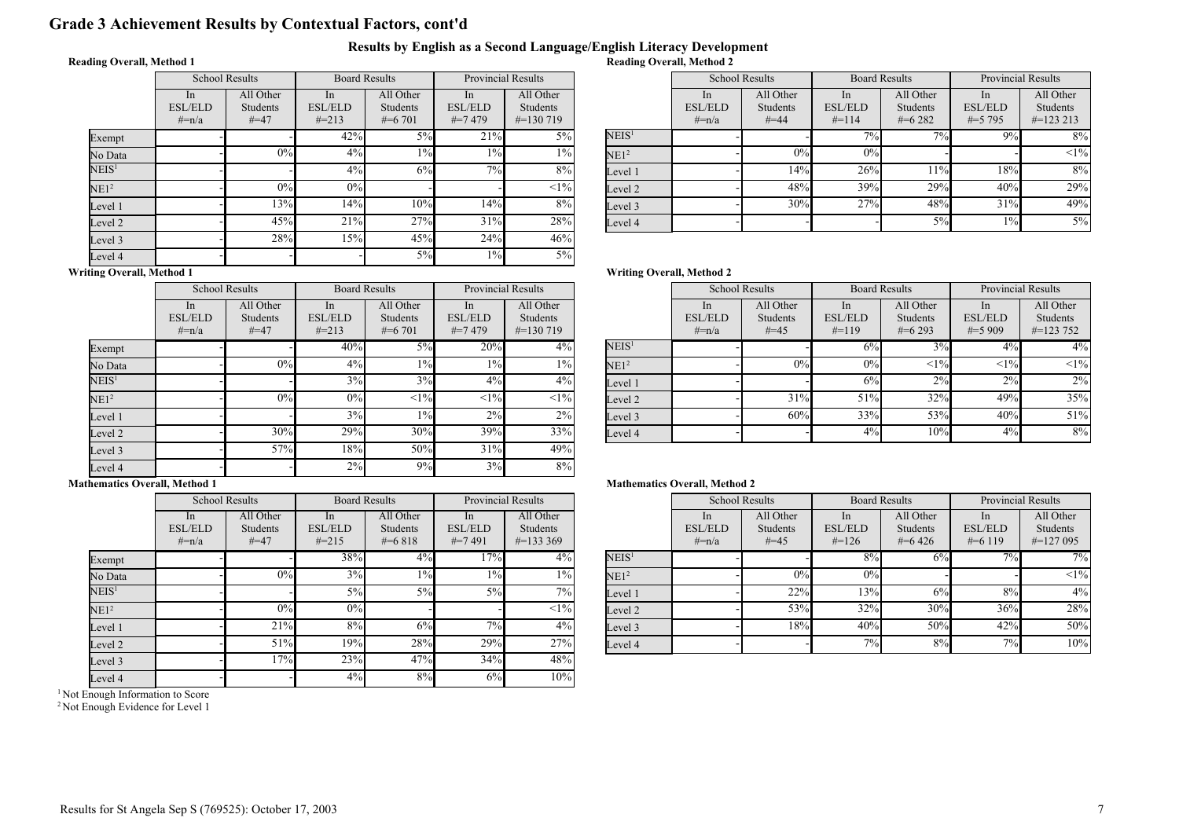# Grade 3 Achievement Results by Contextual Factors, cont'd

## Results by English as a Second Language/English Literacy Development

### Reading Overall, Method 1

| | School Results | | Board Results | | Provincial Results | |
|---|---|---|---|---|---|---|
| | In ESL/ELD #=n/a | All Other Students #=47 | In ESL/ELD #=213 | All Other Students #=6 701 | In ESL/ELD #=7 479 | All Other Students #=130 719 |
| Exempt | - | | 42% | 5% | 21% | 5% |
| No Data | - | 0% | 4% | 1% | 1% | 1% |
| NEIS[1] | - | - | 4% | 6% | 7% | 8% |
| NE1[2] | - | 0% | 0% | - | - | <1% |
| Level 1 | - | 13% | 14% | 10% | 14% | 8% |
| Level 2 | - | 45% | 21% | 27% | 31% | 28% |
| Level 3 | - | 28% | 15% | 45% | 24% | 46% |
| Level 4 | - | - | - | 5% | 1% | 5% |

### Reading Overall, Method 2

| | School Results | | Board Results | | Provincial Results | |
|---|---|---|---|---|---|---|
| | In ESL/ELD #=n/a | All Other Students #=44 | In ESL/ELD #=114 | All Other Students #=6 282 | In ESL/ELD #=5 795 | All Other Students #=123 213 |
| NEIS[1] | - | - | 7% | 7% | 9% | 8% |
| NE1[2] | - | 0% | 0% | - | - | <1% |
| Level 1 | - | 14% | 26% | 11% | 18% | 8% |
| Level 2 | - | 48% | 39% | 29% | 40% | 29% |
| Level 3 | - | 30% | 27% | 48% | 31% | 49% |
| Level 4 | - | - | - | 5% | 1% | 5% |

### Writing Overall, Method 1

| | School Results | | Board Results | | Provincial Results | |
|---|---|---|---|---|---|---|
| | In ESL/ELD #=n/a | All Other Students #=47 | In ESL/ELD #=213 | All Other Students #=6 701 | In ESL/ELD #=7 479 | All Other Students #=130 719 |
| Exempt | - | - | 40% | 5% | 20% | 4% |
| No Data | - | 0% | 4% | 1% | 1% | 1% |
| NEIS[1] | - | - | 3% | 3% | 4% | 4% |
| NE1[2] | - | 0% | 0% | <1% | <1% | <1% |
| Level 1 | - | - | 3% | 1% | 2% | 2% |
| Level 2 | - | 30% | 29% | 30% | 39% | 33% |
| Level 3 | - | 57% | 18% | 50% | 31% | 49% |
| Level 4 | - | - | 2% | 9% | 3% | 8% |

### Writing Overall, Method 2

| | School Results | | Board Results | | Provincial Results | |
|---|---|---|---|---|---|---|
| | In ESL/ELD #=n/a | All Other Students #=45 | In ESL/ELD #=119 | All Other Students #=6 293 | In ESL/ELD #=5 909 | All Other Students #=123 752 |
| NEIS[1] | - | - | 6% | 3% | 4% | 4% |
| NE1[2] | - | 0% | 0% | <1% | <1% | <1% |
| Level 1 | - | - | 6% | 2% | 2% | 2% |
| Level 2 | - | 31% | 51% | 32% | 49% | 35% |
| Level 3 | - | 60% | 33% | 53% | 40% | 51% |
| Level 4 | - | - | 4% | 10% | 4% | 8% |

### Mathematics Overall, Method 1

| | School Results | | Board Results | | Provincial Results | |
|---|---|---|---|---|---|---|
| | In ESL/ELD #=n/a | All Other Students #=47 | In ESL/ELD #=215 | All Other Students #=6 818 | In ESL/ELD #=7 491 | All Other Students #=133 369 |
| Exempt | - | - | 38% | 4% | 17% | 4% |
| No Data | - | 0% | 3% | 1% | 1% | 1% |
| NEIS[1] | - | - | 5% | 5% | 5% | 7% |
| NE1[2] | - | 0% | 0% | - | - | <1% |
| Level 1 | - | 21% | 8% | 6% | 7% | 4% |
| Level 2 | - | 51% | 19% | 28% | 29% | 27% |
| Level 3 | - | 17% | 23% | 47% | 34% | 48% |
| Level 4 | - | - | 4% | 8% | 6% | 10% |

### Mathematics Overall, Method 2

| | School Results | | Board Results | | Provincial Results | |
|---|---|---|---|---|---|---|
| | In ESL/ELD #=n/a | All Other Students #=45 | In ESL/ELD #=126 | All Other Students #=6 426 | In ESL/ELD #=6 119 | All Other Students #=127 095 |
| NEIS[1] | - | - | 8% | 6% | 7% | 7% |
| NE1[2] | - | 0% | 0% | - | - | <1% |
| Level 1 | - | 22% | 13% | 6% | 8% | 4% |
| Level 2 | - | 53% | 32% | 30% | 36% | 28% |
| Level 3 | - | 18% | 40% | 50% | 42% | 50% |
| Level 4 | - | - | 7% | 8% | 7% | 10% |

[1] Not Enough Information to Score
[2] Not Enough Evidence for Level 1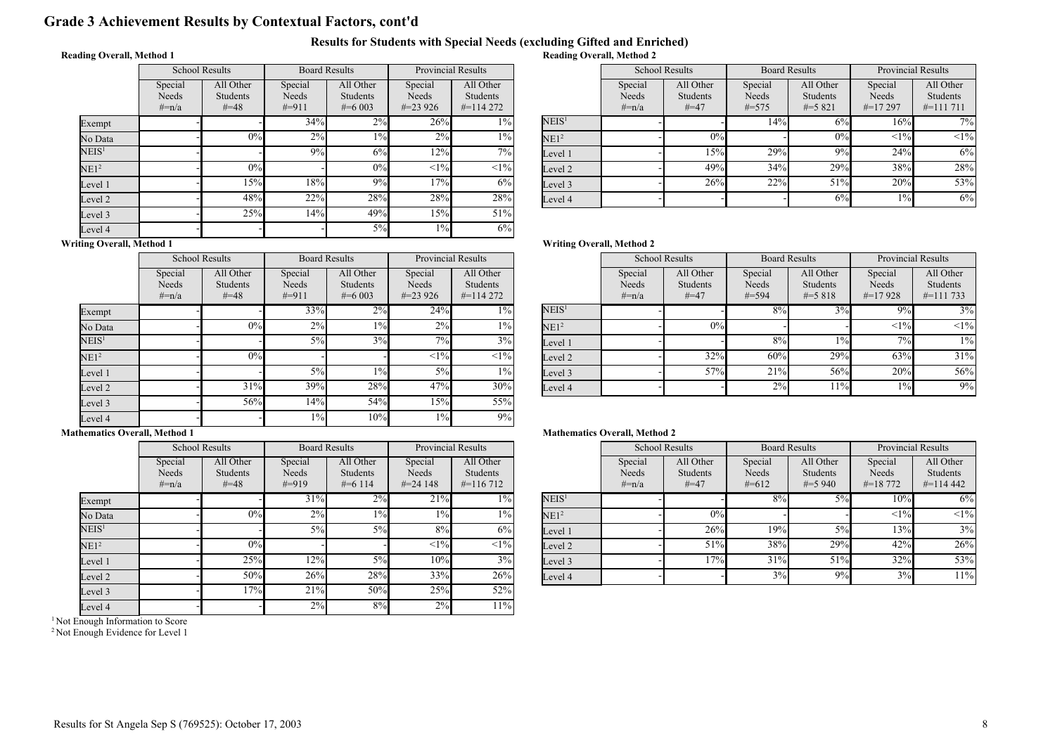# Grade 3 Achievement Results by Contextual Factors, cont'd

## Results for Students with Special Needs (excluding Gifted and Enriched)

### Reading Overall, Method 1

| | School Results | | Board Results | | Provincial Results | |
|---|---|---|---|---|---|---|
| | Special Needs #=n/a | All Other Students #=48 | Special Needs #=911 | All Other Students #=6 003 | Special Needs #=23 926 | All Other Students #=114 272 |
| Exempt | - | - | 34% | 2% | 26% | 1% |
| No Data | - | 0% | 2% | 1% | 2% | 1% |
| NEIS[1] | - | - | 9% | 6% | 12% | 7% |
| NE1[2] | - | 0% | - | 0% | <1% | <1% |
| Level 1 | - | 15% | 18% | 9% | 17% | 6% |
| Level 2 | - | 48% | 22% | 28% | 28% | 28% |
| Level 3 | - | 25% | 14% | 49% | 15% | 51% |
| Level 4 | - | - | - | 5% | 1% | 6% |

### Reading Overall, Method 2

| | School Results | | Board Results | | Provincial Results | |
|---|---|---|---|---|---|---|
| | Special Needs #=n/a | All Other Students #=47 | Special Needs #=575 | All Other Students #=5 821 | Special Needs #=17 297 | All Other Students #=111 711 |
| NEIS[1] | - | - | 14% | 6% | 16% | 7% |
| NE1[2] | - | 0% | - | 0% | <1% | <1% |
| Level 1 | - | 15% | 29% | 9% | 24% | 6% |
| Level 2 | - | 49% | 34% | 29% | 38% | 28% |
| Level 3 | - | 26% | 22% | 51% | 20% | 53% |
| Level 4 | - | - | - | 6% | 1% | 6% |

### Writing Overall, Method 1

| | School Results | | Board Results | | Provincial Results | |
|---|---|---|---|---|---|---|
| | Special Needs #=n/a | All Other Students #=48 | Special Needs #=911 | All Other Students #=6 003 | Special Needs #=23 926 | All Other Students #=114 272 |
| Exempt | - | - | 33% | 2% | 24% | 1% |
| No Data | - | 0% | 2% | 1% | 2% | 1% |
| NEIS[1] | - | - | 5% | 3% | 7% | 3% |
| NE1[2] | - | 0% | - | - | <1% | <1% |
| Level 1 | - | - | 5% | 1% | 5% | 1% |
| Level 2 | - | 31% | 39% | 28% | 47% | 30% |
| Level 3 | - | 56% | 14% | 54% | 15% | 55% |
| Level 4 | - | - | 1% | 10% | 1% | 9% |

### Writing Overall, Method 2

| | School Results | | Board Results | | Provincial Results | |
|---|---|---|---|---|---|---|
| | Special Needs #=n/a | All Other Students #=47 | Special Needs #=594 | All Other Students #=5 818 | Special Needs #=17 928 | All Other Students #=111 733 |
| NEIS[1] | - | - | 8% | 3% | 9% | 3% |
| NE1[2] | - | 0% | - | - | <1% | <1% |
| Level 1 | - | - | 8% | 1% | 7% | 1% |
| Level 2 | - | 32% | 60% | 29% | 63% | 31% |
| Level 3 | - | 57% | 21% | 56% | 20% | 56% |
| Level 4 | - | - | 2% | 11% | 1% | 9% |

### Mathematics Overall, Method 1

| | School Results | | Board Results | | Provincial Results | |
|---|---|---|---|---|---|---|
| | Special Needs #=n/a | All Other Students #=48 | Special Needs #=919 | All Other Students #=6 114 | Special Needs #=24 148 | All Other Students #=116 712 |
| Exempt | - | - | 31% | 2% | 21% | 1% |
| No Data | - | 0% | 2% | 1% | 1% | 1% |
| NEIS[1] | - | - | 5% | 5% | 8% | 6% |
| NE1[2] | - | 0% | - | - | <1% | <1% |
| Level 1 | - | 25% | 12% | 5% | 10% | 3% |
| Level 2 | - | 50% | 26% | 28% | 33% | 26% |
| Level 3 | - | 17% | 21% | 50% | 25% | 52% |
| Level 4 | - | - | 2% | 8% | 2% | 11% |

### Mathematics Overall, Method 2

| | School Results | | Board Results | | Provincial Results | |
|---|---|---|---|---|---|---|
| | Special Needs #=n/a | All Other Students #=47 | Special Needs #=612 | All Other Students #=5 940 | Special Needs #=18 772 | All Other Students #=114 442 |
| NEIS[1] | - | - | 8% | 5% | 10% | 6% |
| NE1[2] | - | 0% | - | - | <1% | <1% |
| Level 1 | - | 26% | 19% | 5% | 13% | 3% |
| Level 2 | - | 51% | 38% | 29% | 42% | 26% |
| Level 3 | - | 17% | 31% | 51% | 32% | 53% |
| Level 4 | - | - | 3% | 9% | 3% | 11% |

[1] Not Enough Information to Score
[2] Not Enough Evidence for Level 1

Results for St Angela Sep S (769525): October 17, 2003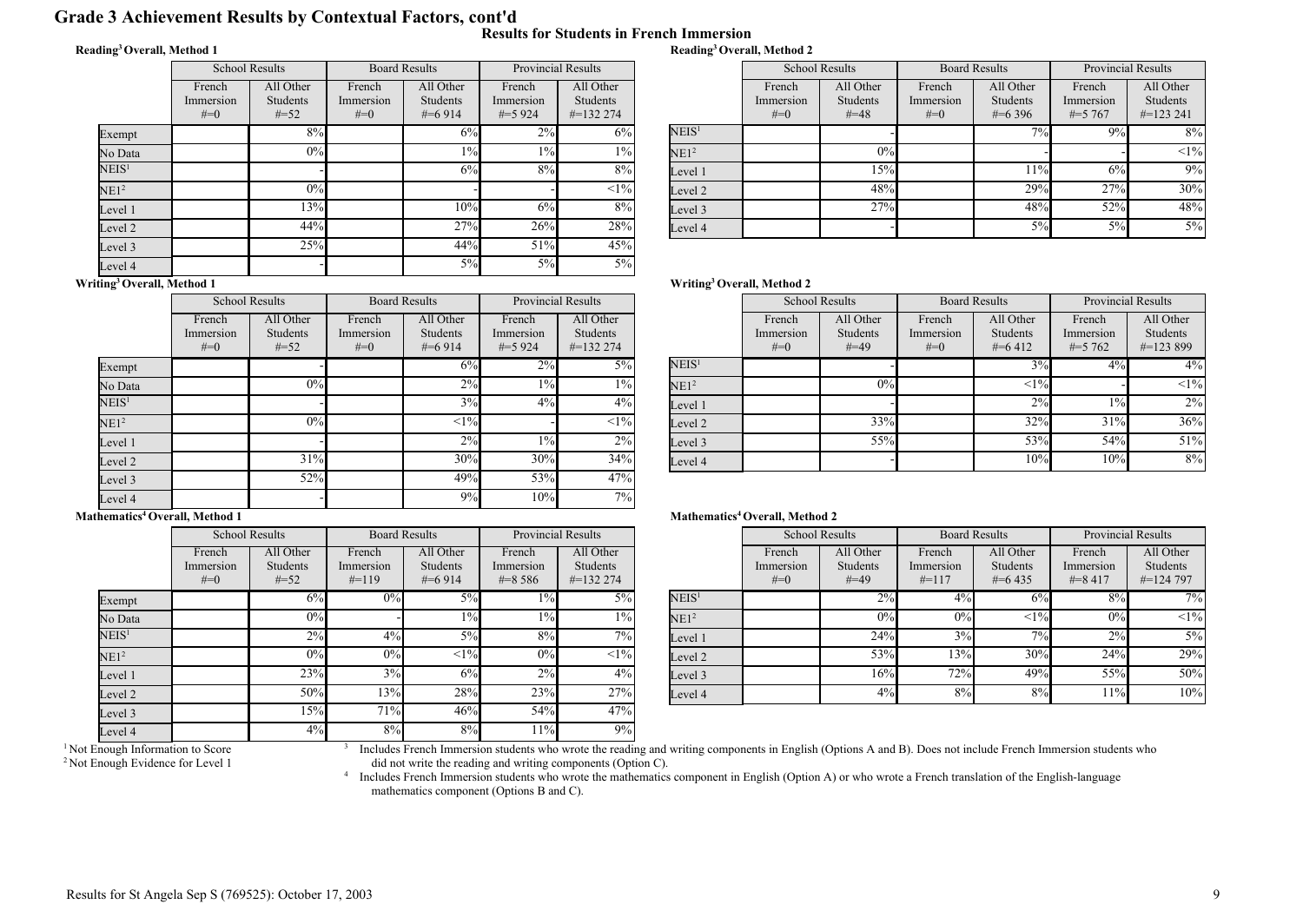# Grade 3 Achievement Results by Contextual Factors, cont'd

## Results for Students in French Immersion

### Reading[3] Overall, Method 1

| | School Results | | Board Results | | Provincial Results | |
|---|---|---|---|---|---|---|
| | French Immersion #=0 | All Other Students #=52 | French Immersion #=0 | All Other Students #=6 914 | French Immersion #=5 924 | All Other Students #=132 274 |
| Exempt | | 8% | | 6% | 2% | 6% |
| No Data | | 0% | | 1% | 1% | 1% |
| NEIS[1] | | - | | 6% | 8% | 8% |
| NE1[2] | | 0% | | - | - | <1% |
| Level 1 | | 13% | | 10% | 6% | 8% |
| Level 2 | | 44% | | 27% | 26% | 28% |
| Level 3 | | 25% | | 44% | 51% | 45% |
| Level 4 | | - | | 5% | 5% | 5% |

### Reading[3] Overall, Method 2

| | School Results | | Board Results | | Provincial Results | |
|---|---|---|---|---|---|---|
| | French Immersion #=0 | All Other Students #=48 | French Immersion #=0 | All Other Students #=6 396 | French Immersion #=5 767 | All Other Students #=123 241 |
| NEIS[1] | | - | | 7% | 9% | 8% |
| NE1[2] | | 0% | | - | - | <1% |
| Level 1 | | 15% | | 11% | 6% | 9% |
| Level 2 | | 48% | | 29% | 27% | 30% |
| Level 3 | | 27% | | 48% | 52% | 48% |
| Level 4 | | - | | 5% | 5% | 5% |

### Writing[3] Overall, Method 1

| | School Results | | Board Results | | Provincial Results | |
|---|---|---|---|---|---|---|
| | French Immersion #=0 | All Other Students #=52 | French Immersion #=0 | All Other Students #=6 914 | French Immersion #=5 924 | All Other Students #=132 274 |
| Exempt | | - | | 6% | 2% | 5% |
| No Data | | 0% | | 2% | 1% | 1% |
| NEIS[1] | | - | | 3% | 4% | 4% |
| NE1[2] | | 0% | | <1% | - | <1% |
| Level 1 | | - | | 2% | 1% | 2% |
| Level 2 | | 31% | | 30% | 30% | 34% |
| Level 3 | | 52% | | 49% | 53% | 47% |
| Level 4 | | - | | 9% | 10% | 7% |

### Writing[3] Overall, Method 2

| | School Results | | Board Results | | Provincial Results | |
|---|---|---|---|---|---|---|
| | French Immersion #=0 | All Other Students #=49 | French Immersion #=0 | All Other Students #=6 412 | French Immersion #=5 762 | All Other Students #=123 899 |
| NEIS[1] | | - | | 3% | 4% | 4% |
| NE1[2] | | 0% | | <1% | - | <1% |
| Level 1 | | - | | 2% | 1% | 2% |
| Level 2 | | 33% | | 32% | 31% | 36% |
| Level 3 | | 55% | | 53% | 54% | 51% |
| Level 4 | | - | | 10% | 10% | 8% |

### Mathematics[4] Overall, Method 1

| | School Results | | Board Results | | Provincial Results | |
|---|---|---|---|---|---|---|
| | French Immersion #=0 | All Other Students #=52 | French Immersion #=119 | All Other Students #=6 914 | French Immersion #=8 586 | All Other Students #=132 274 |
| Exempt | | 6% | 0% | 5% | 1% | 5% |
| No Data | | 0% | - | 1% | 1% | 1% |
| NEIS[1] | | 2% | 4% | 5% | 8% | 7% |
| NE1[2] | | 0% | 0% | <1% | 0% | <1% |
| Level 1 | | 23% | 3% | 6% | 2% | 4% |
| Level 2 | | 50% | 13% | 28% | 23% | 27% |
| Level 3 | | 15% | 71% | 46% | 54% | 47% |
| Level 4 | | 4% | 8% | 8% | 11% | 9% |

### Mathematics[4] Overall, Method 2

| | School Results | | Board Results | | Provincial Results | |
|---|---|---|---|---|---|---|
| | French Immersion #=0 | All Other Students #=49 | French Immersion #=117 | All Other Students #=6 435 | French Immersion #=8 417 | All Other Students #=124 797 |
| NEIS[1] | | 2% | 4% | 6% | 8% | 7% |
| NE1[2] | | 0% | 0% | <1% | 0% | <1% |
| Level 1 | | 24% | 3% | 7% | 2% | 5% |
| Level 2 | | 53% | 13% | 30% | 24% | 29% |
| Level 3 | | 16% | 72% | 49% | 55% | 50% |
| Level 4 | | 4% | 8% | 8% | 11% | 10% |

[1] Not Enough Information to Score

[2] Not Enough Evidence for Level 1

[3] Includes French Immersion students who wrote the reading and writing components in English (Options A and B). Does not include French Immersion students who did not write the reading and writing components (Option C).

[4] Includes French Immersion students who wrote the mathematics component in English (Option A) or who wrote a French translation of the English-language mathematics component (Options B and C).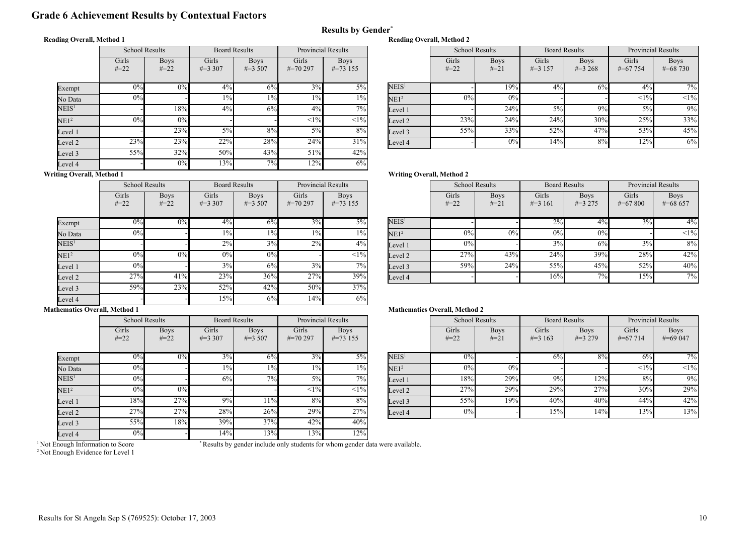# Grade 6 Achievement Results by Contextual Factors

## Results by Gender*

### Reading Overall, Method 1

| | School Results | | Board Results | | Provincial Results | |
|---|---|---|---|---|---|---|
| | Girls #=22 | Boys #=22 | Girls #=3 307 | Boys #=3 507 | Girls #=70 297 | Boys #=73 155 |
| Exempt | 0% | 0% | 4% | 6% | 3% | 5% |
| No Data | 0% | - | 1% | 1% | 1% | 1% |
| NEIS[1] | - | 18% | 4% | 6% | 4% | 7% |
| NE1[2] | 0% | 0% | - | - | <1% | <1% |
| Level 1 | - | 23% | 5% | 8% | 5% | 8% |
| Level 2 | 23% | 23% | 22% | 28% | 24% | 31% |
| Level 3 | 55% | 32% | 50% | 43% | 51% | 42% |
| Level 4 | - | 0% | 13% | 7% | 12% | 6% |

### Reading Overall, Method 2

| | School Results | | Board Results | | Provincial Results | |
|---|---|---|---|---|---|---|
| | Girls #=22 | Boys #=21 | Girls #=3 157 | Boys #=3 268 | Girls #=67 754 | Boys #=68 730 |
| NEIS[1] | - | 19% | 4% | 6% | 4% | 7% |
| NE1[2] | 0% | 0% | - | - | <1% | <1% |
| Level 1 | - | 24% | 5% | 9% | 5% | 9% |
| Level 2 | 23% | 24% | 24% | 30% | 25% | 33% |
| Level 3 | 55% | 33% | 52% | 47% | 53% | 45% |
| Level 4 | - | 0% | 14% | 8% | 12% | 6% |

### Writing Overall, Method 1

| | School Results | | Board Results | | Provincial Results | |
|---|---|---|---|---|---|---|
| | Girls #=22 | Boys #=22 | Girls #=3 307 | Boys #=3 507 | Girls #=70 297 | Boys #=73 155 |
| Exempt | 0% | 0% | 4% | 6% | 3% | 5% |
| No Data | 0% | - | 1% | 1% | 1% | 1% |
| NEIS[1] | - | - | 2% | 3% | 2% | 4% |
| NE1[2] | 0% | 0% | 0% | 0% | - | <1% |
| Level 1 | 0% | - | 3% | 6% | 3% | 7% |
| Level 2 | 27% | 41% | 23% | 36% | 27% | 39% |
| Level 3 | 59% | 23% | 52% | 42% | 50% | 37% |
| Level 4 | - | - | 15% | 6% | 14% | 6% |

### Writing Overall, Method 2

| | School Results | | Board Results | | Provincial Results | |
|---|---|---|---|---|---|---|
| | Girls #=22 | Boys #=21 | Girls #=3 161 | Boys #=3 275 | Girls #=67 800 | Boys #=68 657 |
| NEIS[1] | - | - | 2% | 4% | 3% | 4% |
| NE1[2] | 0% | 0% | 0% | 0% | - | <1% |
| Level 1 | 0% | - | 3% | 6% | 3% | 8% |
| Level 2 | 27% | 43% | 24% | 39% | 28% | 42% |
| Level 3 | 59% | 24% | 55% | 45% | 52% | 40% |
| Level 4 | - | - | 16% | 7% | 15% | 7% |

### Mathematics Overall, Method 1

| | School Results | | Board Results | | Provincial Results | |
|---|---|---|---|---|---|---|
| | Girls #=22 | Boys #=22 | Girls #=3 307 | Boys #=3 507 | Girls #=70 297 | Boys #=73 155 |
| Exempt | 0% | 0% | 3% | 6% | 3% | 5% |
| No Data | 0% | - | 1% | 1% | 1% | 1% |
| NEIS[1] | 0% | - | 6% | 7% | 5% | 7% |
| NE1[2] | 0% | 0% | - | - | <1% | <1% |
| Level 1 | 18% | 27% | 9% | 11% | 8% | 8% |
| Level 2 | 27% | 27% | 28% | 26% | 29% | 27% |
| Level 3 | 55% | 18% | 39% | 37% | 42% | 40% |
| Level 4 | 0% | - | 14% | 13% | 13% | 12% |

### Mathematics Overall, Method 2

| | School Results | | Board Results | | Provincial Results | |
|---|---|---|---|---|---|---|
| | Girls #=22 | Boys #=21 | Girls #=3 163 | Boys #=3 279 | Girls #=67 714 | Boys #=69 047 |
| NEIS[1] | 0% | - | 6% | 8% | 6% | 7% |
| NE1[2] | 0% | 0% | - | - | <1% | <1% |
| Level 1 | 18% | 29% | 9% | 12% | 8% | 9% |
| Level 2 | 27% | 29% | 29% | 27% | 30% | 29% |
| Level 3 | 55% | 19% | 40% | 40% | 44% | 42% |
| Level 4 | 0% | - | 15% | 14% | 13% | 13% |

[1] Not Enough Information to Score
[2] Not Enough Evidence for Level 1

* Results by gender include only students for whom gender data were available.

Results for St Angela Sep S (769525): October 17, 2003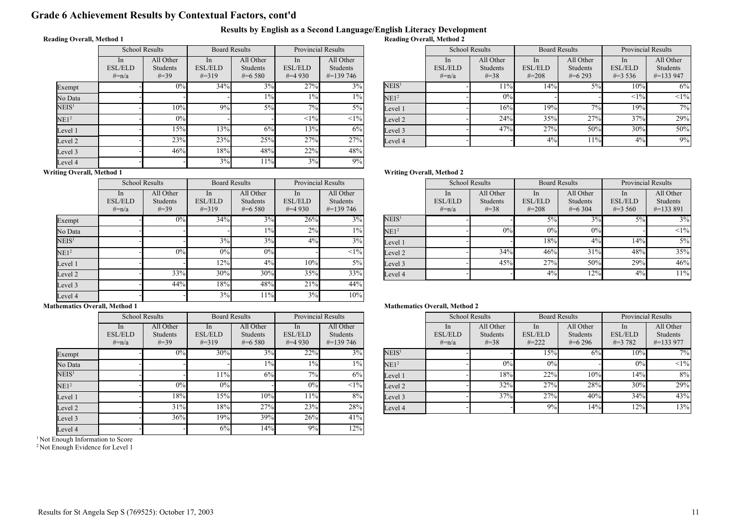# Grade 6 Achievement Results by Contextual Factors, cont'd

## Results by English as a Second Language/English Literacy Development

### Reading Overall, Method 1

| | School Results | | Board Results | | Provincial Results | |
|---|---|---|---|---|---|---|
| | In ESL/ELD #=n/a | All Other Students #=39 | In ESL/ELD #=319 | All Other Students #=6 580 | In ESL/ELD #=4 930 | All Other Students #=139 746 |
| Exempt | - | 0% | 34% | 3% | 27% | 3% |
| No Data | - | - | - | 1% | 1% | 1% |
| NEIS[1] | - | 10% | 9% | 5% | 7% | 5% |
| NE1[2] | - | 0% | - | - | <1% | <1% |
| Level 1 | - | 15% | 13% | 6% | 13% | 6% |
| Level 2 | - | 23% | 23% | 25% | 27% | 27% |
| Level 3 | - | 46% | 18% | 48% | 22% | 48% |
| Level 4 | - | - | 3% | 11% | 3% | 9% |

### Reading Overall, Method 2

| | School Results | | Board Results | | Provincial Results | |
|---|---|---|---|---|---|---|
| | In ESL/ELD #=n/a | All Other Students #=38 | In ESL/ELD #=208 | All Other Students #=6 293 | In ESL/ELD #=3 536 | All Other Students #=133 947 |
| NEIS[1] | - | 11% | 14% | 5% | 10% | 6% |
| NE1[2] | - | 0% | - | - | <1% | <1% |
| Level 1 | - | 16% | 19% | 7% | 19% | 7% |
| Level 2 | - | 24% | 35% | 27% | 37% | 29% |
| Level 3 | - | 47% | 27% | 50% | 30% | 50% |
| Level 4 | - | - | 4% | 11% | 4% | 9% |

### Writing Overall, Method 1

| | School Results | | Board Results | | Provincial Results | |
|---|---|---|---|---|---|---|
| | In ESL/ELD #=n/a | All Other Students #=39 | In ESL/ELD #=319 | All Other Students #=6 580 | In ESL/ELD #=4 930 | All Other Students #=139 746 |
| Exempt | - | 0% | 34% | 3% | 26% | 3% |
| No Data | - | - | - | 1% | 2% | 1% |
| NEIS[1] | - | - | 3% | 3% | 4% | 3% |
| NE1[2] | - | 0% | 0% | 0% | - | <1% |
| Level 1 | - | - | 12% | 4% | 10% | 5% |
| Level 2 | - | 33% | 30% | 30% | 35% | 33% |
| Level 3 | - | 44% | 18% | 48% | 21% | 44% |
| Level 4 | - | - | 3% | 11% | 3% | 10% |

### Writing Overall, Method 2

| | School Results | | Board Results | | Provincial Results | |
|---|---|---|---|---|---|---|
| | In ESL/ELD #=n/a | All Other Students #=38 | In ESL/ELD #=208 | All Other Students #=6 304 | In ESL/ELD #=3 560 | All Other Students #=133 891 |
| NEIS[1] | - | - | 5% | 3% | 5% | 3% |
| NE1[2] | - | 0% | 0% | 0% | - | <1% |
| Level 1 | - | - | 18% | 4% | 14% | 5% |
| Level 2 | - | 34% | 46% | 31% | 48% | 35% |
| Level 3 | - | 45% | 27% | 50% | 29% | 46% |
| Level 4 | - | - | 4% | 12% | 4% | 11% |

### Mathematics Overall, Method 1

| | School Results | | Board Results | | Provincial Results | |
|---|---|---|---|---|---|---|
| | In ESL/ELD #=n/a | All Other Students #=39 | In ESL/ELD #=319 | All Other Students #=6 580 | In ESL/ELD #=4 930 | All Other Students #=139 746 |
| Exempt | - | 0% | 30% | 3% | 22% | 3% |
| No Data | - | - | - | 1% | 1% | 1% |
| NEIS[1] | - | - | 11% | 6% | 7% | 6% |
| NE1[2] | - | 0% | 0% | - | 0% | <1% |
| Level 1 | - | 18% | 15% | 10% | 11% | 8% |
| Level 2 | - | 31% | 18% | 27% | 23% | 28% |
| Level 3 | - | 36% | 19% | 39% | 26% | 41% |
| Level 4 | - | - | 6% | 14% | 9% | 12% |

### Mathematics Overall, Method 2

| | School Results | | Board Results | | Provincial Results | |
|---|---|---|---|---|---|---|
| | In ESL/ELD #=n/a | All Other Students #=38 | In ESL/ELD #=222 | All Other Students #=6 296 | In ESL/ELD #=3 782 | All Other Students #=133 977 |
| NEIS[1] | - | - | 15% | 6% | 10% | 7% |
| NE1[2] | - | 0% | 0% | - | 0% | <1% |
| Level 1 | - | 18% | 22% | 10% | 14% | 8% |
| Level 2 | - | 32% | 27% | 28% | 30% | 29% |
| Level 3 | - | 37% | 27% | 40% | 34% | 43% |
| Level 4 | - | - | 9% | 14% | 12% | 13% |

[1] Not Enough Information to Score
[2] Not Enough Evidence for Level 1

Results for St Angela Sep S (769525): October 17, 2003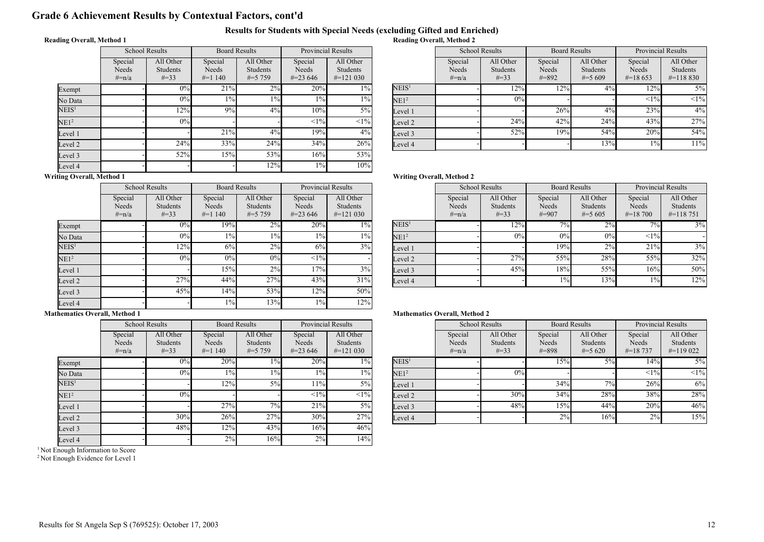# Grade 6 Achievement Results by Contextual Factors, cont'd

## Results for Students with Special Needs (excluding Gifted and Enriched)

### Reading Overall, Method 1

| | School Results | | Board Results | | Provincial Results | |
|---|---|---|---|---|---|---|
| | Special Needs #=n/a | All Other Students #=33 | Special Needs #=1 140 | All Other Students #=5 759 | Special Needs #=23 646 | All Other Students #=121 030 |
| Exempt | - | 0% | 21% | 2% | 20% | 1% |
| No Data | - | 0% | 1% | 1% | 1% | 1% |
| NEIS[1] | - | 12% | 9% | 4% | 10% | 5% |
| NE1[2] | - | 0% | - | - | <1% | <1% |
| Level 1 | - | - | 21% | 4% | 19% | 4% |
| Level 2 | - | 24% | 33% | 24% | 34% | 26% |
| Level 3 | - | 52% | 15% | 53% | 16% | 53% |
| Level 4 | - | - | - | 12% | 1% | 10% |

### Reading Overall, Method 2

| | School Results | | Board Results | | Provincial Results | |
|---|---|---|---|---|---|---|
| | Special Needs #=n/a | All Other Students #=33 | Special Needs #=892 | All Other Students #=5 609 | Special Needs #=18 653 | All Other Students #=118 830 |
| NEIS[1] | - | 12% | 12% | 4% | 12% | 5% |
| NE1[2] | - | 0% | - | - | <1% | <1% |
| Level 1 | - | - | 26% | 4% | 23% | 4% |
| Level 2 | - | 24% | 42% | 24% | 43% | 27% |
| Level 3 | - | 52% | 19% | 54% | 20% | 54% |
| Level 4 | - | - | - | 13% | 1% | 11% |

### Writing Overall, Method 1

| | School Results | | Board Results | | Provincial Results | |
|---|---|---|---|---|---|---|
| | Special Needs #=n/a | All Other Students #=33 | Special Needs #=1 140 | All Other Students #=5 759 | Special Needs #=23 646 | All Other Students #=121 030 |
| Exempt | - | 0% | 19% | 2% | 20% | 1% |
| No Data | - | 0% | 1% | 1% | 1% | 1% |
| NEIS[1] | - | 12% | 6% | 2% | 6% | 3% |
| NE1[2] | - | 0% | 0% | 0% | <1% | - |
| Level 1 | - | - | 15% | 2% | 17% | 3% |
| Level 2 | - | 27% | 44% | 27% | 43% | 31% |
| Level 3 | - | 45% | 14% | 53% | 12% | 50% |
| Level 4 | - | - | 1% | 13% | 1% | 12% |

### Writing Overall, Method 2

| | School Results | | Board Results | | Provincial Results | |
|---|---|---|---|---|---|---|
| | Special Needs #=n/a | All Other Students #=33 | Special Needs #=907 | All Other Students #=5 605 | Special Needs #=18 700 | All Other Students #=118 751 |
| NEIS[1] | - | 12% | 7% | 2% | 7% | 3% |
| NE1[2] | - | 0% | 0% | 0% | <1% | - |
| Level 1 | - | - | 19% | 2% | 21% | 3% |
| Level 2 | - | 27% | 55% | 28% | 55% | 32% |
| Level 3 | - | 45% | 18% | 55% | 16% | 50% |
| Level 4 | - | - | 1% | 13% | 1% | 12% |

### Mathematics Overall, Method 1

| | School Results | | Board Results | | Provincial Results | |
|---|---|---|---|---|---|---|
| | Special Needs #=n/a | All Other Students #=33 | Special Needs #=1 140 | All Other Students #=5 759 | Special Needs #=23 646 | All Other Students #=121 030 |
| Exempt | - | 0% | 20% | 1% | 20% | 1% |
| No Data | - | 0% | 1% | 1% | 1% | 1% |
| NEIS[1] | - | - | 12% | 5% | 11% | 5% |
| NE1[2] | - | 0% | - | - | <1% | <1% |
| Level 1 | - | - | 27% | 7% | 21% | 5% |
| Level 2 | - | 30% | 26% | 27% | 30% | 27% |
| Level 3 | - | 48% | 12% | 43% | 16% | 46% |
| Level 4 | - | - | 2% | 16% | 2% | 14% |

### Mathematics Overall, Method 2

| | School Results | | Board Results | | Provincial Results | |
|---|---|---|---|---|---|---|
| | Special Needs #=n/a | All Other Students #=33 | Special Needs #=898 | All Other Students #=5 620 | Special Needs #=18 737 | All Other Students #=119 022 |
| NEIS[1] | - | - | 15% | 5% | 14% | 5% |
| NE1[2] | - | 0% | - | - | <1% | <1% |
| Level 1 | - | - | 34% | 7% | 26% | 6% |
| Level 2 | - | 30% | 34% | 28% | 38% | 28% |
| Level 3 | - | 48% | 15% | 44% | 20% | 46% |
| Level 4 | - | - | 2% | 16% | 2% | 15% |

[1] Not Enough Information to Score
[2] Not Enough Evidence for Level 1

Results for St Angela Sep S (769525): October 17, 2003